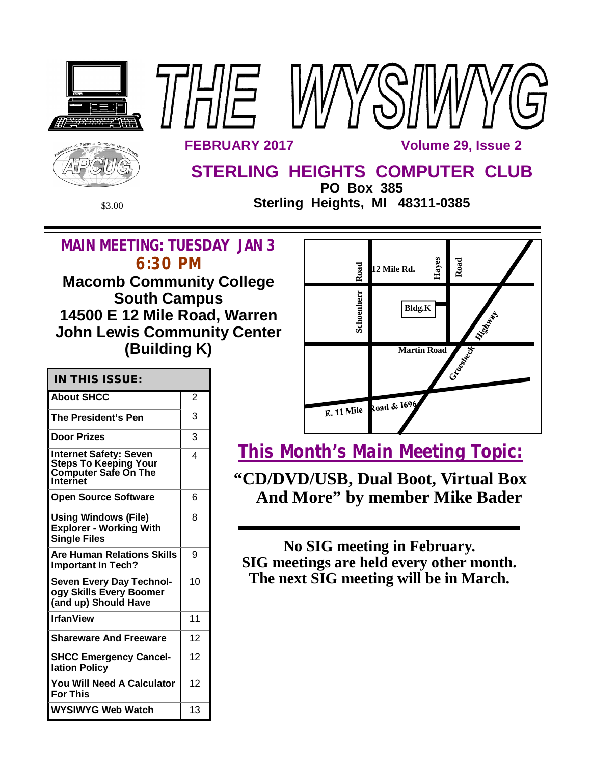# THE WYSIWYG

**FEBRUARY 2017** — **Volume 29, Issue 2**

## STERLING HEIGHTS COMPUTER CLUB

**PO Box 385**
**Sterling Heights, MI 48311-0385**

$3.00

---

## MAIN MEETING: TUESDAY JAN 3
## 6:30 PM

**Macomb Community College**
**South Campus**
**14500 E 12 Mile Road, Warren**
**John Lewis Community Center**
**(Building K)**

12 Mile Rd. | Hayes Road | Schoenherr Road | Bldg.K | Groesbeck Highway | Martin Road | E. 11 Mile Road & I696

| IN THIS ISSUE: | |
|---|---|
| About SHCC | 2 |
| The President's Pen | 3 |
| Door Prizes | 3 |
| Internet Safety: Seven Steps To Keeping Your Computer Safe On The Internet | 4 |
| Open Source Software | 6 |
| Using Windows (File) Explorer - Working With Single Files | 8 |
| Are Human Relations Skills Important In Tech? | 9 |
| Seven Every Day Technology Skills Every Boomer (and up) Should Have | 10 |
| IrfanView | 11 |
| Shareware And Freeware | 12 |
| SHCC Emergency Cancellation Policy | 12 |
| You Will Need A Calculator For This | 12 |
| WYSIWYG Web Watch | 13 |

## This Month's Main Meeting Topic:

**"CD/DVD/USB, Dual Boot, Virtual Box And More" by member Mike Bader**

---

**No SIG meeting in February.**
**SIG meetings are held every other month.**
**The next SIG meeting will be in March.**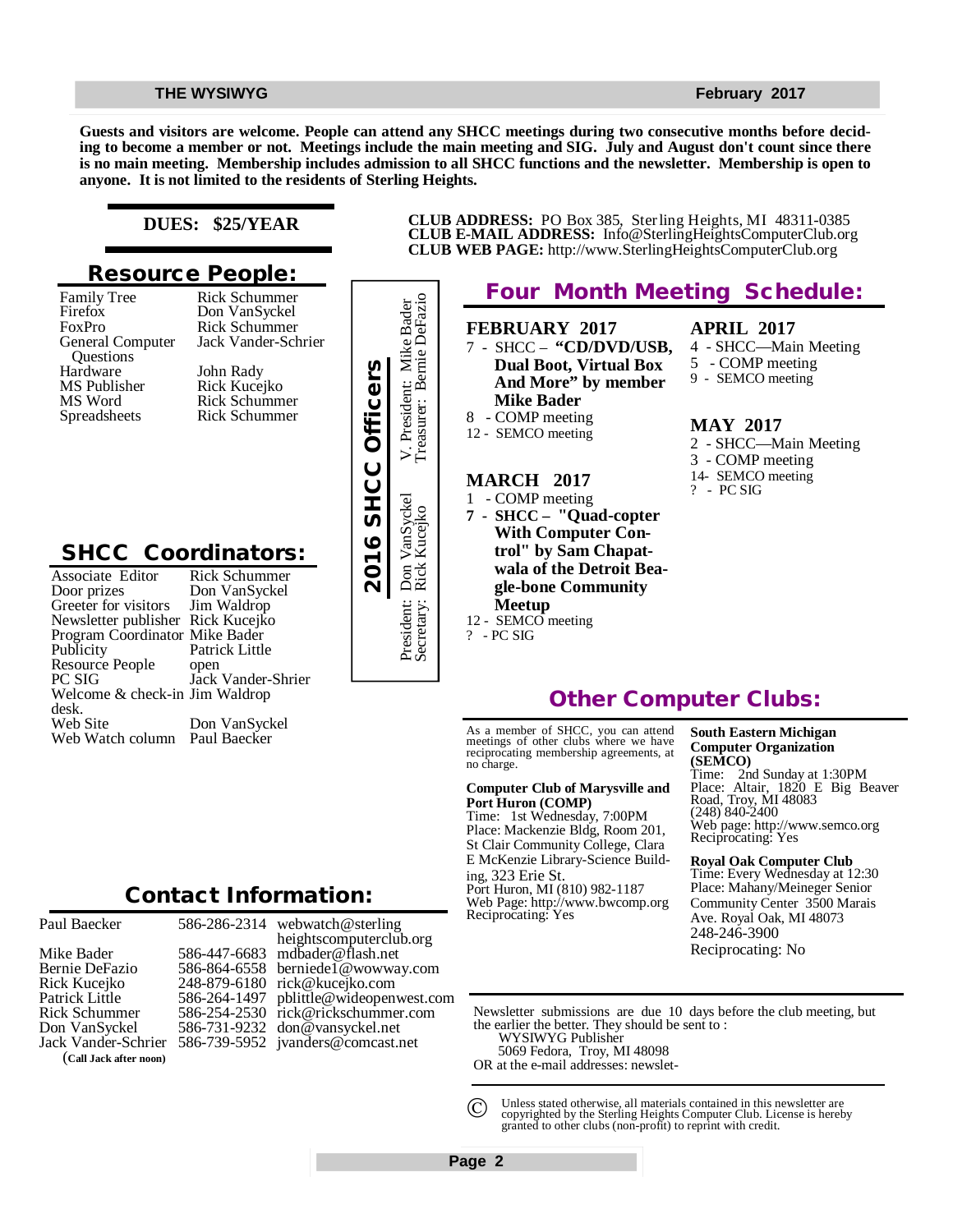Guests and visitors are welcome. People can attend any SHCC meetings during two consecutive months before deciding to become a member or not. Meetings include the main meeting and SIG. July and August don't count since there is no main meeting. Membership includes admission to all SHCC functions and the newsletter. Membership is open to anyone. It is not limited to the residents of Sterling Heights.

**DUES: $25/YEAR**

## Resource People:

| | |
|---|---|
| Family Tree | Rick Schummer |
| Firefox | Don VanSyckel |
| FoxPro | Rick Schummer |
| General Computer Questions | Jack Vander-Schrier |
| Hardware | John Rady |
| MS Publisher | Rick Kucejko |
| MS Word | Rick Schummer |
| Spreadsheets | Rick Schummer |

## 2016 SHCC Officers

President: Don VanSyckel
Secretary: Rick Kucejko
V. President: Mike Bader
Treasurer: Bernie DeFazio

## SHCC Coordinators:

| | |
|---|---|
| Associate Editor | Rick Schummer |
| Door prizes | Don VanSyckel |
| Greeter for visitors | Jim Waldrop |
| Newsletter publisher | Rick Kucejko |
| Program Coordinator | Mike Bader |
| Publicity | Patrick Little |
| Resource People | open |
| PC SIG | Jack Vander-Shrier |
| Welcome & check-in desk. | Jim Waldrop |
| Web Site | Don VanSyckel |
| Web Watch column | Paul Baecker |

## Contact Information:

| | | |
|---|---|---|
| Paul Baecker | 586-286-2314 | webwatch@sterlingheightscomputerclub.org |
| Mike Bader | 586-447-6683 | mdbader@flash.net |
| Bernie DeFazio | 586-864-6558 | berniede1@wowway.com |
| Rick Kucejko | 248-879-6180 | rick@kucejko.com |
| Patrick Little | 586-264-1497 | pblittle@wideopenwest.com |
| Rick Schummer | 586-254-2530 | rick@rickschummer.com |
| Don VanSyckel | 586-731-9232 | don@vansyckel.net |
| Jack Vander-Schrier | 586-739-5952 | jvanders@comcast.net |

(**Call Jack after noon**)

**CLUB ADDRESS:** PO Box 385, Sterling Heights, MI 48311-0385
**CLUB E-MAIL ADDRESS:** Info@SterlingHeightsComputerClub.org
**CLUB WEB PAGE:** http://www.SterlingHeightsComputerClub.org

## Four Month Meeting Schedule:

### FEBRUARY 2017
7 - SHCC – **"CD/DVD/USB, Dual Boot, Virtual Box And More" by member Mike Bader**
8 - COMP meeting
12 - SEMCO meeting

### MARCH 2017
1 - COMP meeting
**7 - SHCC – "Quad-copter With Computer Control" by Sam Chapatwala of the Detroit Beagle-bone Community Meetup**
12 - SEMCO meeting
? - PC SIG

### APRIL 2017
4 - SHCC—Main Meeting
5 - COMP meeting
9 - SEMCO meeting

### MAY 2017
2 - SHCC—Main Meeting
3 - COMP meeting
14- SEMCO meeting
? - PC SIG

## Other Computer Clubs:

As a member of SHCC, you can attend meetings of other clubs where we have reciprocating membership agreements, at no charge.

**Computer Club of Marysville and Port Huron (COMP)**
Time: 1st Wednesday, 7:00PM
Place: Mackenzie Bldg, Room 201, St Clair Community College, Clara E McKenzie Library-Science Building, 323 Erie St.
Port Huron, MI (810) 982-1187
Web Page: http://www.bwcomp.org
Reciprocating: Yes

**South Eastern Michigan Computer Organization (SEMCO)**
Time: 2nd Sunday at 1:30PM
Place: Altair, 1820 E Big Beaver Road, Troy, MI 48083
(248) 840-2400
Web page: http://www.semco.org
Reciprocating: Yes

**Royal Oak Computer Club**
Time: Every Wednesday at 12:30
Place: Mahany/Meineger Senior Community Center 3500 Marais Ave. Royal Oak, MI 48073
248-246-3900
Reciprocating: No

Newsletter submissions are due 10 days before the club meeting, but the earlier the better. They should be sent to :
WYSIWYG Publisher
5069 Fedora, Troy, MI 48098
OR at the e-mail addresses: newslet-

© Unless stated otherwise, all materials contained in this newsletter are copyrighted by the Sterling Heights Computer Club. License is hereby granted to other clubs (non-profit) to reprint with credit.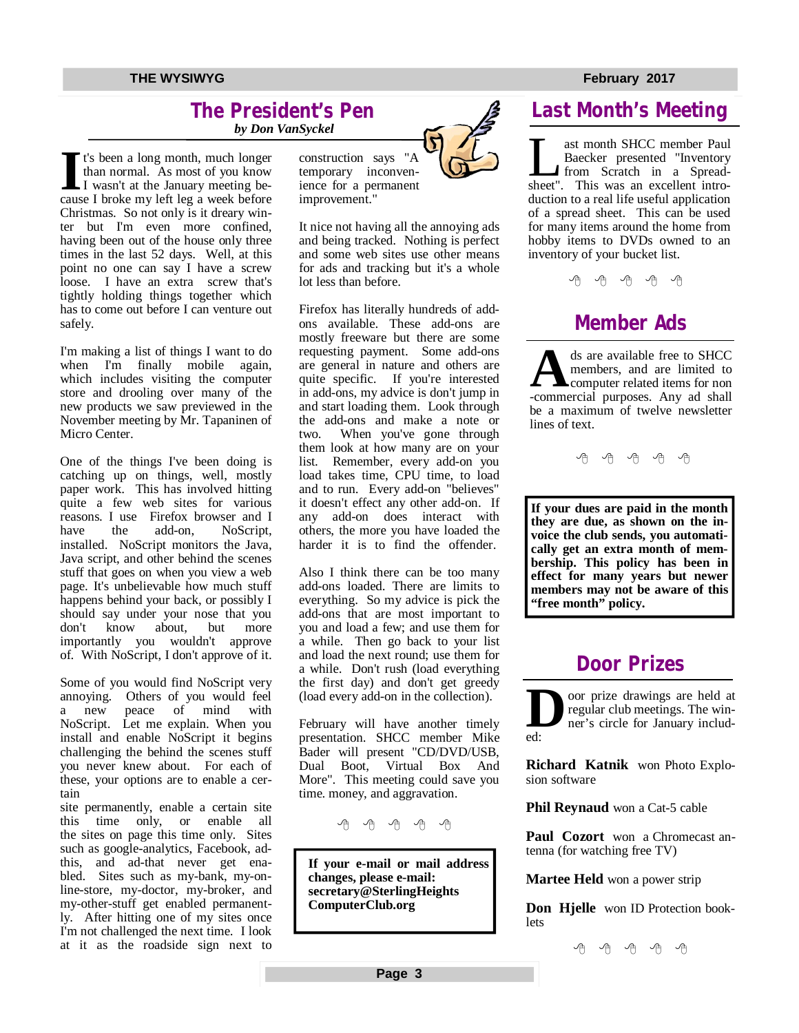## The President's Pen

*by Don VanSyckel*

It's been a long month, much longer than normal. As most of you know I wasn't at the January meeting because I broke my left leg a week before Christmas. So not only is it dreary winter but I'm even more confined, having been out of the house only three times in the last 52 days. Well, at this point no one can say I have a screw loose. I have an extra screw that's tightly holding things together which has to come out before I can venture out safely.

I'm making a list of things I want to do when I'm finally mobile again, which includes visiting the computer store and drooling over many of the new products we saw previewed in the November meeting by Mr. Tapaninen of Micro Center.

One of the things I've been doing is catching up on things, well, mostly paper work. This has involved hitting quite a few web sites for various reasons. I use Firefox browser and I have the add-on, NoScript, installed. NoScript monitors the Java, Java script, and other behind the scenes stuff that goes on when you view a web page. It's unbelievable how much stuff happens behind your back, or possibly I should say under your nose that you don't know about, but more importantly you wouldn't approve of. With NoScript, I don't approve of it.

Some of you would find NoScript very annoying. Others of you would feel a new peace of mind with NoScript. Let me explain. When you install and enable NoScript it begins challenging the behind the scenes stuff you never knew about. For each of these, your options are to enable a certain site permanently, enable a certain site this time only, or enable all the sites on page this time only. Sites such as google-analytics, Facebook, ad-this, and ad-that never get enabled. Sites such as my-bank, my-on-line-store, my-doctor, my-broker, and my-other-stuff get enabled permanently. After hitting one of my sites once I'm not challenged the next time. I look at it as the roadside sign next to construction says "A temporary inconvenience for a permanent improvement."

It nice not having all the annoying ads and being tracked. Nothing is perfect and some web sites use other means for ads and tracking but it's a whole lot less than before.

Firefox has literally hundreds of add-ons available. These add-ons are mostly freeware but there are some requesting payment. Some add-ons are general in nature and others are quite specific. If you're interested in add-ons, my advice is don't jump in and start loading them. Look through the add-ons and make a note or two. When you've gone through them look at how many are on your list. Remember, every add-on you load takes time, CPU time, to load and to run. Every add-on "believes" it doesn't effect any other add-on. If any add-on does interact with others, the more you have loaded the harder it is to find the offender.

Also I think there can be too many add-ons loaded. There are limits to everything. So my advice is pick the add-ons that are most important to you and load a few; and use them for a while. Then go back to your list and load the next round; use them for a while. Don't rush (load everything the first day) and don't get greedy (load every add-on in the collection).

February will have another timely presentation. SHCC member Mike Bader will present "CD/DVD/USB, Dual Boot, Virtual Box And More". This meeting could save you time. money, and aggravation.

**If your e-mail or mail address changes, please e-mail: secretary@SterlingHeights ComputerClub.org**

## Last Month's Meeting

Last month SHCC member Paul Baecker presented "Inventory from Scratch in a Spreadsheet". This was an excellent introduction to a real life useful application of a spread sheet. This can be used for many items around the home from hobby items to DVDs owned to an inventory of your bucket list.

## Member Ads

Ads are available free to SHCC members, and are limited to computer related items for non-commercial purposes. Any ad shall be a maximum of twelve newsletter lines of text.

**If your dues are paid in the month they are due, as shown on the invoice the club sends, you automatically get an extra month of membership. This policy has been in effect for many years but newer members may not be aware of this "free month" policy.**

## Door Prizes

Door prize drawings are held at regular club meetings. The winner's circle for January included:

**Richard Katnik** won Photo Explosion software

**Phil Reynaud** won a Cat-5 cable

**Paul Cozort** won a Chromecast antenna (for watching free TV)

**Martee Held** won a power strip

**Don Hjelle** won ID Protection booklets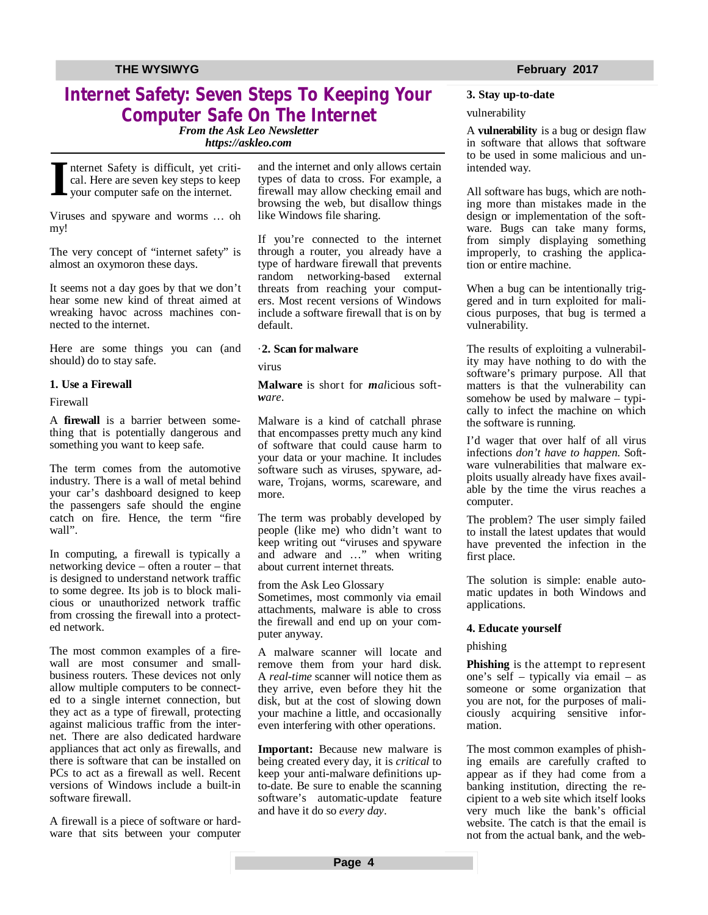# Internet Safety: Seven Steps To Keeping Your Computer Safe On The Internet

***From the Ask Leo Newsletter***
***https://askleo.com***

Internet Safety is difficult, yet critical. Here are seven key steps to keep your computer safe on the internet.

Viruses and spyware and worms … oh my!

The very concept of "internet safety" is almost an oxymoron these days.

It seems not a day goes by that we don't hear some new kind of threat aimed at wreaking havoc across machines connected to the internet.

Here are some things you can (and should) do to stay safe.

### 1. Use a Firewall

Firewall

A **firewall** is a barrier between something that is potentially dangerous and something you want to keep safe.

The term comes from the automotive industry. There is a wall of metal behind your car's dashboard designed to keep the passengers safe should the engine catch on fire. Hence, the term "fire wall".

In computing, a firewall is typically a networking device – often a router – that is designed to understand network traffic to some degree. Its job is to block malicious or unauthorized network traffic from crossing the firewall into a protected network.

The most common examples of a firewall are most consumer and small-business routers. These devices not only allow multiple computers to be connected to a single internet connection, but they act as a type of firewall, protecting against malicious traffic from the internet. There are also dedicated hardware appliances that act only as firewalls, and there is software that can be installed on PCs to act as a firewall as well. Recent versions of Windows include a built-in software firewall.

A firewall is a piece of software or hardware that sits between your computer and the internet and only allows certain types of data to cross. For example, a firewall may allow checking email and browsing the web, but disallow things like Windows file sharing.

If you're connected to the internet through a router, you already have a type of hardware firewall that prevents random networking-based external threats from reaching your computers. Most recent versions of Windows include a software firewall that is on by default.

### ·2. Scan for malware

virus

**Malware** is short for ***mal****icious soft****ware***.

Malware is a kind of catchall phrase that encompasses pretty much any kind of software that could cause harm to your data or your machine. It includes software such as viruses, spyware, adware, Trojans, worms, scareware, and more.

The term was probably developed by people (like me) who didn't want to keep writing out "viruses and spyware and adware and …" when writing about current internet threats.

from the Ask Leo Glossary
Sometimes, most commonly via email attachments, malware is able to cross the firewall and end up on your computer anyway.

A malware scanner will locate and remove them from your hard disk. A *real-time* scanner will notice them as they arrive, even before they hit the disk, but at the cost of slowing down your machine a little, and occasionally even interfering with other operations.

**Important:** Because new malware is being created every day, it is *critical* to keep your anti-malware definitions up-to-date. Be sure to enable the scanning software's automatic-update feature and have it do so *every day*.

### 3. Stay up-to-date

vulnerability

A **vulnerability** is a bug or design flaw in software that allows that software to be used in some malicious and unintended way.

All software has bugs, which are nothing more than mistakes made in the design or implementation of the software. Bugs can take many forms, from simply displaying something improperly, to crashing the application or entire machine.

When a bug can be intentionally triggered and in turn exploited for malicious purposes, that bug is termed a vulnerability.

The results of exploiting a vulnerability may have nothing to do with the software's primary purpose. All that matters is that the vulnerability can somehow be used by malware – typically to infect the machine on which the software is running.

I'd wager that over half of all virus infections *don't have to happen.* Software vulnerabilities that malware exploits usually already have fixes available by the time the virus reaches a computer.

The problem? The user simply failed to install the latest updates that would have prevented the infection in the first place.

The solution is simple: enable automatic updates in both Windows and applications.

### 4. Educate yourself

phishing

**Phishing** is the attempt to represent one's self – typically via email – as someone or some organization that you are not, for the purposes of maliciously acquiring sensitive information.

The most common examples of phishing emails are carefully crafted to appear as if they had come from a banking institution, directing the recipient to a web site which itself looks very much like the bank's official website. The catch is that the email is not from the actual bank, and the web-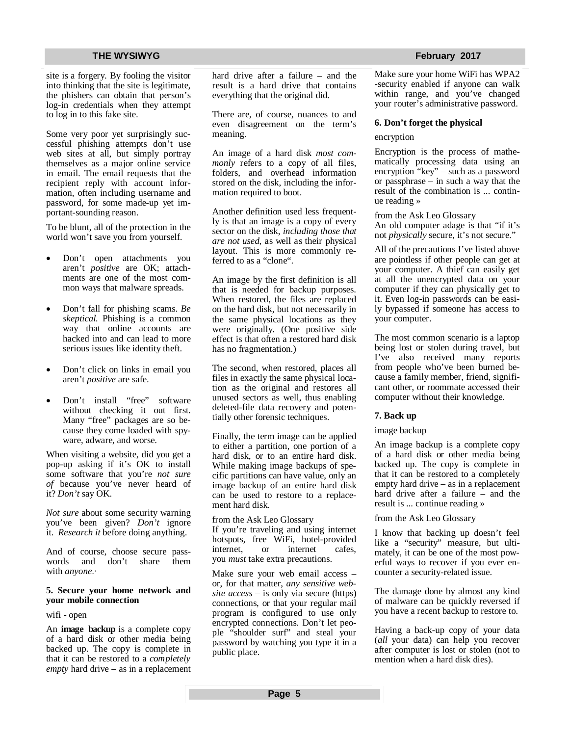site is a forgery. By fooling the visitor into thinking that the site is legitimate, the phishers can obtain that person's log-in credentials when they attempt to log in to this fake site.

Some very poor yet surprisingly successful phishing attempts don't use web sites at all, but simply portray themselves as a major online service in email. The email requests that the recipient reply with account information, often including username and password, for some made-up yet important-sounding reason.

To be blunt, all of the protection in the world won't save you from yourself.

- Don't open attachments you aren't *positive* are OK; attachments are one of the most common ways that malware spreads.
- Don't fall for phishing scams. *Be skeptical.* Phishing is a common way that online accounts are hacked into and can lead to more serious issues like identity theft.
- Don't click on links in email you aren't *positive* are safe.
- Don't install "free" software without checking it out first. Many "free" packages are so because they come loaded with spyware, adware, and worse.

When visiting a website, did you get a pop-up asking if it's OK to install some software that you're *not sure of* because you've never heard of it? *Don't* say OK.

*Not sure* about some security warning you've been given? *Don't* ignore it. *Research it* before doing anything.

And of course, choose secure passwords and don't share them with *anyone*.·

**5. Secure your home network and your mobile connection**

wifi - open

An **image backup** is a complete copy of a hard disk or other media being backed up. The copy is complete in that it can be restored to a *completely empty* hard drive – as in a replacement hard drive after a failure – and the result is a hard drive that contains everything that the original did.

There are, of course, nuances to and even disagreement on the term's meaning.

An image of a hard disk *most commonly* refers to a copy of all files, folders, and overhead information stored on the disk, including the information required to boot.

Another definition used less frequently is that an image is a copy of every sector on the disk, *including those that are not used*, as well as their physical layout. This is more commonly referred to as a "clone".

An image by the first definition is all that is needed for backup purposes. When restored, the files are replaced on the hard disk, but not necessarily in the same physical locations as they were originally. (One positive side effect is that often a restored hard disk has no fragmentation.)

The second, when restored, places all files in exactly the same physical location as the original and restores all unused sectors as well, thus enabling deleted-file data recovery and potentially other forensic techniques.

Finally, the term image can be applied to either a partition, one portion of a hard disk, or to an entire hard disk. While making image backups of specific partitions can have value, only an image backup of an entire hard disk can be used to restore to a replacement hard disk.

from the Ask Leo Glossary
If you're traveling and using internet hotspots, free WiFi, hotel-provided internet, or internet cafes, you *must* take extra precautions.

Make sure your web email access – or, for that matter, *any sensitive website access* – is only via secure (https) connections, or that your regular mail program is configured to use only encrypted connections. Don't let people "shoulder surf" and steal your password by watching you type it in a public place.

Make sure your home WiFi has WPA2-security enabled if anyone can walk within range, and you've changed your router's administrative password.

**6. Don't forget the physical**

encryption

Encryption is the process of mathematically processing data using an encryption "key" – such as a password or passphrase – in such a way that the result of the combination is ... continue reading »

from the Ask Leo Glossary
An old computer adage is that "if it's not *physically* secure, it's not secure."

All of the precautions I've listed above are pointless if other people can get at your computer. A thief can easily get at all the unencrypted data on your computer if they can physically get to it. Even log-in passwords can be easily bypassed if someone has access to your computer.

The most common scenario is a laptop being lost or stolen during travel, but I've also received many reports from people who've been burned because a family member, friend, significant other, or roommate accessed their computer without their knowledge.

**7. Back up**

image backup

An image backup is a complete copy of a hard disk or other media being backed up. The copy is complete in that it can be restored to a completely empty hard drive – as in a replacement hard drive after a failure – and the result is ... continue reading »

from the Ask Leo Glossary

I know that backing up doesn't feel like a "security" measure, but ultimately, it can be one of the most powerful ways to recover if you ever encounter a security-related issue.

The damage done by almost any kind of malware can be quickly reversed if you have a recent backup to restore to.

Having a back-up copy of your data (*all* your data) can help you recover after computer is lost or stolen (not to mention when a hard disk dies).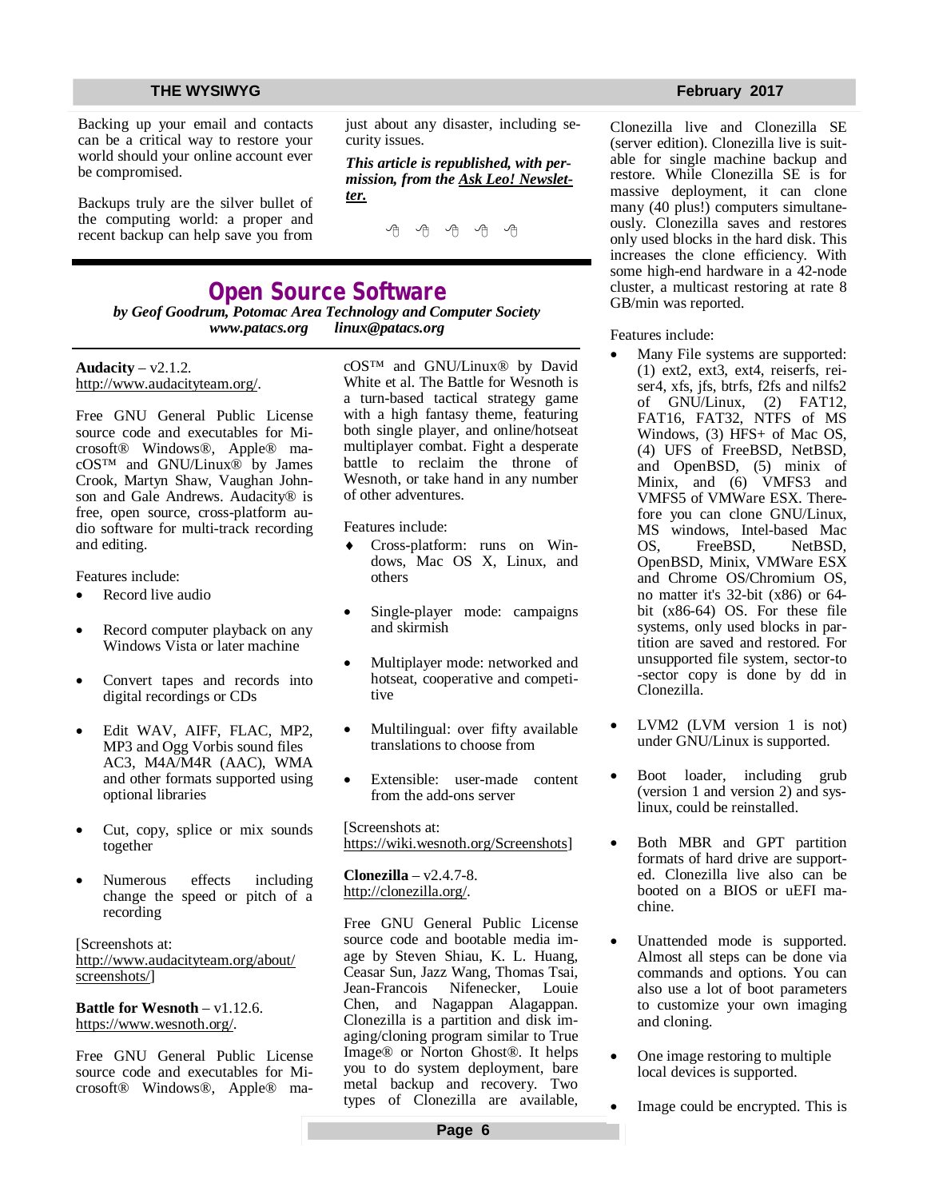Backing up your email and contacts can be a critical way to restore your world should your online account ever be compromised.

Backups truly are the silver bullet of the computing world: a proper and recent backup can help save you from just about any disaster, including security issues.

***This article is republished, with permission, from the Ask Leo! Newsletter.***

## Open Source Software

*by Geof Goodrum, Potomac Area Technology and Computer Society*
*www.patacs.org linux@patacs.org*

**Audacity** – v2.1.2. http://www.audacityteam.org/.

Free GNU General Public License source code and executables for Microsoft® Windows®, Apple® macOS™ and GNU/Linux® by James Crook, Martyn Shaw, Vaughan Johnson and Gale Andrews. Audacity® is free, open source, cross-platform audio software for multi-track recording and editing.

Features include:

- Record live audio
- Record computer playback on any Windows Vista or later machine
- Convert tapes and records into digital recordings or CDs
- Edit WAV, AIFF, FLAC, MP2, MP3 and Ogg Vorbis sound files AC3, M4A/M4R (AAC), WMA and other formats supported using optional libraries
- Cut, copy, splice or mix sounds together
- Numerous effects including change the speed or pitch of a recording

[Screenshots at: http://www.audacityteam.org/about/screenshots/]

**Battle for Wesnoth** – v1.12.6. https://www.wesnoth.org/.

Free GNU General Public License source code and executables for Microsoft® Windows®, Apple® macOS™ and GNU/Linux® by David White et al. The Battle for Wesnoth is a turn-based tactical strategy game with a high fantasy theme, featuring both single player, and online/hotseat multiplayer combat. Fight a desperate battle to reclaim the throne of Wesnoth, or take hand in any number of other adventures.

Features include:

- Cross-platform: runs on Windows, Mac OS X, Linux, and others
- Single-player mode: campaigns and skirmish
- Multiplayer mode: networked and hotseat, cooperative and competitive
- Multilingual: over fifty available translations to choose from
- Extensible: user-made content from the add-ons server

[Screenshots at: https://wiki.wesnoth.org/Screenshots]

**Clonezilla** – v2.4.7-8. http://clonezilla.org/.

Free GNU General Public License source code and bootable media image by Steven Shiau, K. L. Huang, Ceasar Sun, Jazz Wang, Thomas Tsai, Jean-Francois Nifenecker, Louie Chen, and Nagappan Alagappan. Clonezilla is a partition and disk imaging/cloning program similar to True Image® or Norton Ghost®. It helps you to do system deployment, bare metal backup and recovery. Two types of Clonezilla are available, Clonezilla live and Clonezilla SE (server edition). Clonezilla live is suitable for single machine backup and restore. While Clonezilla SE is for massive deployment, it can clone many (40 plus!) computers simultaneously. Clonezilla saves and restores only used blocks in the hard disk. This increases the clone efficiency. With some high-end hardware in a 42-node cluster, a multicast restoring at rate 8 GB/min was reported.

Features include:

- Many File systems are supported: (1) ext2, ext3, ext4, reiserfs, reiser4, xfs, jfs, btrfs, f2fs and nilfs2 of GNU/Linux, (2) FAT12, FAT16, FAT32, NTFS of MS Windows, (3) HFS+ of Mac OS, (4) UFS of FreeBSD, NetBSD, and OpenBSD, (5) minix of Minix, and (6) VMFS3 and VMFS5 of VMWare ESX. Therefore you can clone GNU/Linux, MS windows, Intel-based Mac OS, FreeBSD, NetBSD, OpenBSD, Minix, VMWare ESX and Chrome OS/Chromium OS, no matter it's 32-bit (x86) or 64-bit (x86-64) OS. For these file systems, only used blocks in partition are saved and restored. For unsupported file system, sector-to-sector copy is done by dd in Clonezilla.
- LVM2 (LVM version 1 is not) under GNU/Linux is supported.
- Boot loader, including grub (version 1 and version 2) and syslinux, could be reinstalled.
- Both MBR and GPT partition formats of hard drive are supported. Clonezilla live also can be booted on a BIOS or uEFI machine.
- Unattended mode is supported. Almost all steps can be done via commands and options. You can also use a lot of boot parameters to customize your own imaging and cloning.
- One image restoring to multiple local devices is supported.
- Image could be encrypted. This is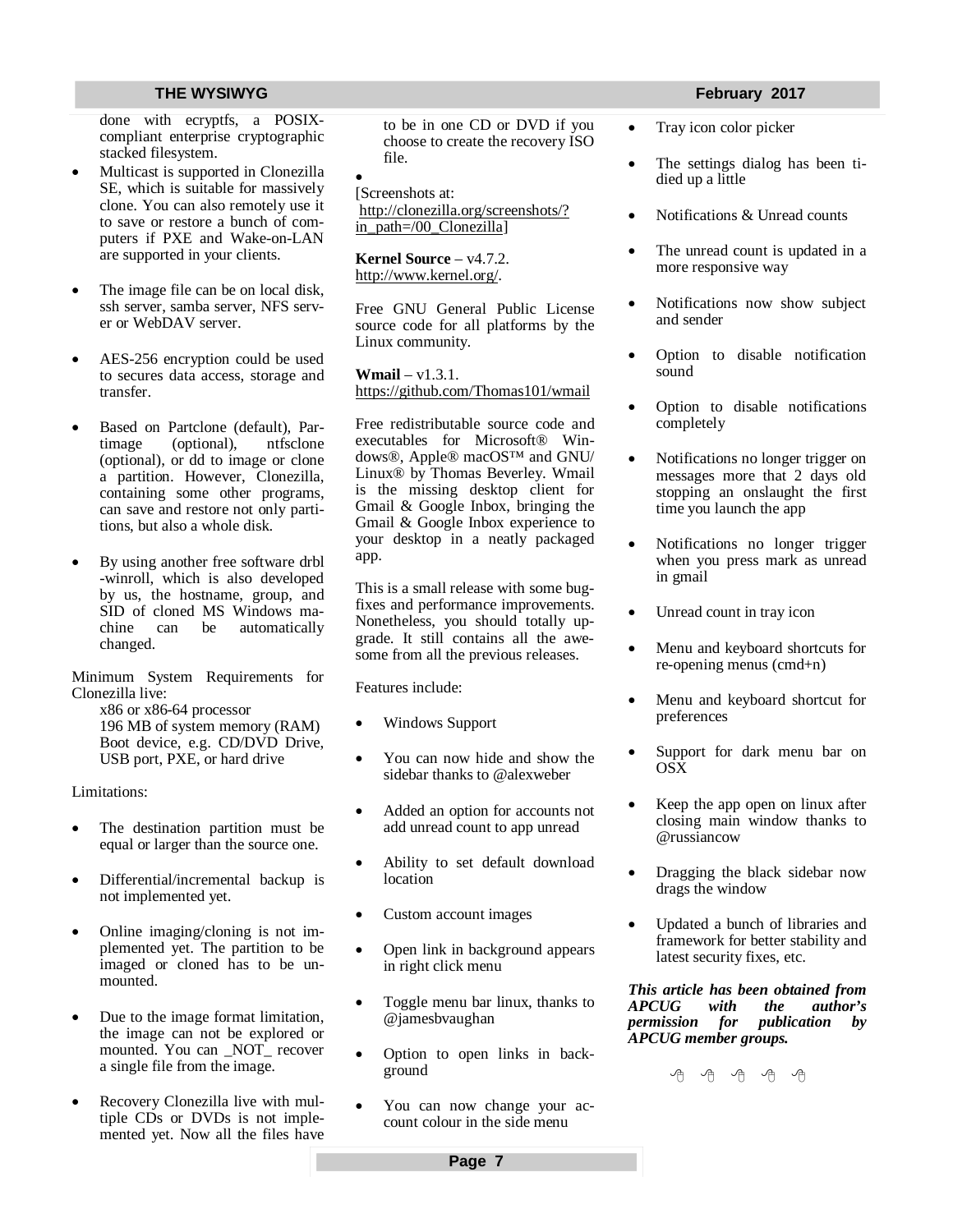done with ecryptfs, a POSIX-compliant enterprise cryptographic stacked filesystem.

- Multicast is supported in Clonezilla SE, which is suitable for massively clone. You can also remotely use it to save or restore a bunch of computers if PXE and Wake-on-LAN are supported in your clients.
- The image file can be on local disk, ssh server, samba server, NFS server or WebDAV server.
- AES-256 encryption could be used to secures data access, storage and transfer.
- Based on Partclone (default), Partimage (optional), ntfsclone (optional), or dd to image or clone a partition. However, Clonezilla, containing some other programs, can save and restore not only partitions, but also a whole disk.
- By using another free software drbl-winroll, which is also developed by us, the hostname, group, and SID of cloned MS Windows machine can be automatically changed.

Minimum System Requirements for Clonezilla live:

x86 or x86-64 processor
196 MB of system memory (RAM)
Boot device, e.g. CD/DVD Drive, USB port, PXE, or hard drive

Limitations:

- The destination partition must be equal or larger than the source one.
- Differential/incremental backup is not implemented yet.
- Online imaging/cloning is not implemented yet. The partition to be imaged or cloned has to be unmounted.
- Due to the image format limitation, the image can not be explored or mounted. You can _NOT_ recover a single file from the image.
- Recovery Clonezilla live with multiple CDs or DVDs is not implemented yet. Now all the files have to be in one CD or DVD if you choose to create the recovery ISO file.

[Screenshots at: http://clonezilla.org/screenshots/?in_path=/00_Clonezilla]

**Kernel Source** – v4.7.2.
http://www.kernel.org/.

Free GNU General Public License source code for all platforms by the Linux community.

**Wmail** – v1.3.1.
https://github.com/Thomas101/wmail

Free redistributable source code and executables for Microsoft® Windows®, Apple® macOS™ and GNU/Linux® by Thomas Beverley. Wmail is the missing desktop client for Gmail & Google Inbox, bringing the Gmail & Google Inbox experience to your desktop in a neatly packaged app.

This is a small release with some bugfixes and performance improvements. Nonetheless, you should totally upgrade. It still contains all the awesome from all the previous releases.

Features include:

- Windows Support
- You can now hide and show the sidebar thanks to @alexweber
- Added an option for accounts not add unread count to app unread
- Ability to set default download location
- Custom account images
- Open link in background appears in right click menu
- Toggle menu bar linux, thanks to @jamesbvaughan
- Option to open links in background
- You can now change your account colour in the side menu
- Tray icon color picker
- The settings dialog has been tidied up a little
- Notifications & Unread counts
- The unread count is updated in a more responsive way
- Notifications now show subject and sender
- Option to disable notification sound
- Option to disable notifications completely
- Notifications no longer trigger on messages more that 2 days old stopping an onslaught the first time you launch the app
- Notifications no longer trigger when you press mark as unread in gmail
- Unread count in tray icon
- Menu and keyboard shortcuts for re-opening menus (cmd+n)
- Menu and keyboard shortcut for preferences
- Support for dark menu bar on OSX
- Keep the app open on linux after closing main window thanks to @russiancow
- Dragging the black sidebar now drags the window
- Updated a bunch of libraries and framework for better stability and latest security fixes, etc.

***This article has been obtained from APCUG with the author's permission for publication by APCUG member groups.***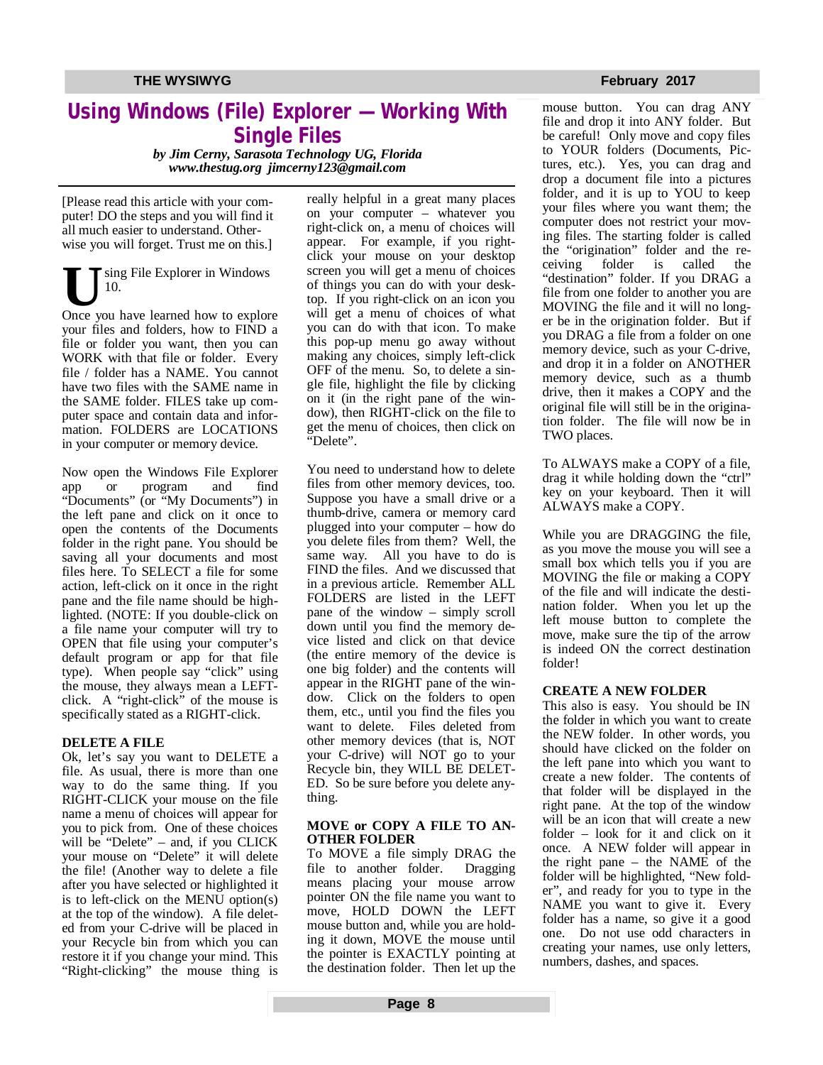# Using Windows (File) Explorer — Working With Single Files

*by Jim Cerny, Sarasota Technology UG, Florida*
*www.thestug.org jimcerny123@gmail.com*

[Please read this article with your computer! DO the steps and you will find it all much easier to understand. Otherwise you will forget. Trust me on this.]

Using File Explorer in Windows 10.

Once you have learned how to explore your files and folders, how to FIND a file or folder you want, then you can WORK with that file or folder. Every file / folder has a NAME. You cannot have two files with the SAME name in the SAME folder. FILES take up computer space and contain data and information. FOLDERS are LOCATIONS in your computer or memory device.

Now open the Windows File Explorer app or program and find "Documents" (or "My Documents") in the left pane and click on it once to open the contents of the Documents folder in the right pane. You should be saving all your documents and most files here. To SELECT a file for some action, left-click on it once in the right pane and the file name should be highlighted. (NOTE: If you double-click on a file name your computer will try to OPEN that file using your computer's default program or app for that file type). When people say "click" using the mouse, they always mean a LEFT-click. A "right-click" of the mouse is specifically stated as a RIGHT-click.

**DELETE A FILE**

Ok, let's say you want to DELETE a file. As usual, there is more than one way to do the same thing. If you RIGHT-CLICK your mouse on the file name a menu of choices will appear for you to pick from. One of these choices will be "Delete" – and, if you CLICK your mouse on "Delete" it will delete the file! (Another way to delete a file after you have selected or highlighted it is to left-click on the MENU option(s) at the top of the window). A file deleted from your C-drive will be placed in your Recycle bin from which you can restore it if you change your mind. This "Right-clicking" the mouse thing is really helpful in a great many places on your computer – whatever you right-click on, a menu of choices will appear. For example, if you right-click your mouse on your desktop screen you will get a menu of choices of things you can do with your desktop. If you right-click on an icon you will get a menu of choices of what you can do with that icon. To make this pop-up menu go away without making any choices, simply left-click OFF of the menu. So, to delete a single file, highlight the file by clicking on it (in the right pane of the window), then RIGHT-click on the file to get the menu of choices, then click on "Delete".

You need to understand how to delete files from other memory devices, too. Suppose you have a small drive or a thumb-drive, camera or memory card plugged into your computer – how do you delete files from them? Well, the same way. All you have to do is FIND the files. And we discussed that in a previous article. Remember ALL FOLDERS are listed in the LEFT pane of the window – simply scroll down until you find the memory device listed and click on that device (the entire memory of the device is one big folder) and the contents will appear in the RIGHT pane of the window. Click on the folders to open them, etc., until you find the files you want to delete. Files deleted from other memory devices (that is, NOT your C-drive) will NOT go to your Recycle bin, they WILL BE DELETED. So be sure before you delete anything.

**MOVE or COPY A FILE TO ANOTHER FOLDER**

To MOVE a file simply DRAG the file to another folder. Dragging means placing your mouse arrow pointer ON the file name you want to move, HOLD DOWN the LEFT mouse button and, while you are holding it down, MOVE the mouse until the pointer is EXACTLY pointing at the destination folder. Then let up the mouse button. You can drag ANY file and drop it into ANY folder. But be careful! Only move and copy files to YOUR folders (Documents, Pictures, etc.). Yes, you can drag and drop a document file into a pictures folder, and it is up to YOU to keep your files where you want them; the computer does not restrict your moving files. The starting folder is called the "origination" folder and the receiving folder is called the "destination" folder. If you DRAG a file from one folder to another you are MOVING the file and it will no longer be in the origination folder. But if you DRAG a file from a folder on one memory device, such as your C-drive, and drop it in a folder on ANOTHER memory device, such as a thumb drive, then it makes a COPY and the original file will still be in the origination folder. The file will now be in TWO places.

To ALWAYS make a COPY of a file, drag it while holding down the "ctrl" key on your keyboard. Then it will ALWAYS make a COPY.

While you are DRAGGING the file, as you move the mouse you will see a small box which tells you if you are MOVING the file or making a COPY of the file and will indicate the destination folder. When you let up the left mouse button to complete the move, make sure the tip of the arrow is indeed ON the correct destination folder!

**CREATE A NEW FOLDER**

This also is easy. You should be IN the folder in which you want to create the NEW folder. In other words, you should have clicked on the folder on the left pane into which you want to create a new folder. The contents of that folder will be displayed in the right pane. At the top of the window will be an icon that will create a new folder – look for it and click on it once. A NEW folder will appear in the right pane – the NAME of the folder will be highlighted, "New folder", and ready for you to type in the NAME you want to give it. Every folder has a name, so give it a good one. Do not use odd characters in creating your names, use only letters, numbers, dashes, and spaces.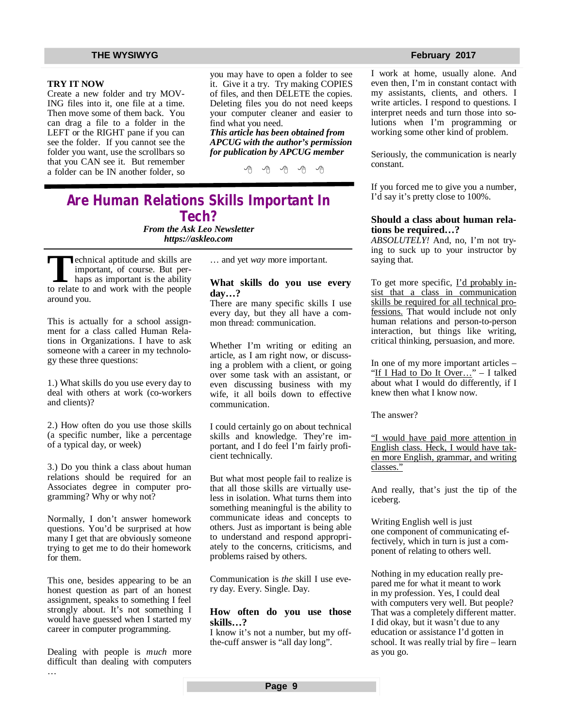### TRY IT NOW

Create a new folder and try MOVING files into it, one file at a time. Then move some of them back. You can drag a file to a folder in the LEFT or the RIGHT pane if you can see the folder. If you cannot see the folder you want, use the scrollbars so that you CAN see it. But remember a folder can be IN another folder, so you may have to open a folder to see it. Give it a try. Try making COPIES of files, and then DELETE the copies. Deleting files you do not need keeps your computer cleaner and easier to find what you need.

***This article has been obtained from APCUG with the author's permission for publication by APCUG member***

---

# Are Human Relations Skills Important In Tech?

***From the Ask Leo Newsletter***
***https://askleo.com***

Technical aptitude and skills are important, of course. But perhaps as important is the ability to relate to and work with the people around you.

This is actually for a school assignment for a class called Human Relations in Organizations. I have to ask someone with a career in my technology these three questions:

1.) What skills do you use every day to deal with others at work (co-workers and clients)?

2.) How often do you use those skills (a specific number, like a percentage of a typical day, or week)

3.) Do you think a class about human relations should be required for an Associates degree in computer programming? Why or why not?

Normally, I don't answer homework questions. You'd be surprised at how many I get that are obviously someone trying to get me to do their homework for them.

This one, besides appearing to be an honest question as part of an honest assignment, speaks to something I feel strongly about. It's not something I would have guessed when I started my career in computer programming.

Dealing with people is *much* more difficult than dealing with computers … and yet *way* more important.

### What skills do you use every day…?

There are many specific skills I use every day, but they all have a common thread: communication.

Whether I'm writing or editing an article, as I am right now, or discussing a problem with a client, or going over some task with an assistant, or even discussing business with my wife, it all boils down to effective communication.

I could certainly go on about technical skills and knowledge. They're important, and I do feel I'm fairly proficient technically.

But what most people fail to realize is that all those skills are virtually useless in isolation. What turns them into something meaningful is the ability to communicate ideas and concepts to others. Just as important is being able to understand and respond appropriately to the concerns, criticisms, and problems raised by others.

Communication is *the* skill I use every day. Every. Single. Day.

### How often do you use those skills…?

I know it's not a number, but my off-the-cuff answer is "all day long".

I work at home, usually alone. And even then, I'm in constant contact with my assistants, clients, and others. I write articles. I respond to questions. I interpret needs and turn those into solutions when I'm programming or working some other kind of problem.

Seriously, the communication is nearly constant.

If you forced me to give you a number, I'd say it's pretty close to 100%.

### Should a class about human relations be required…?

*ABSOLUTELY!* And, no, I'm not trying to suck up to your instructor by saying that.

To get more specific, I'd probably insist that a class in communication skills be required for all technical professions. That would include not only human relations and person-to-person interaction, but things like writing, critical thinking, persuasion, and more.

In one of my more important articles – "If I Had to Do It Over…" – I talked about what I would do differently, if I knew then what I know now.

The answer?

"I would have paid more attention in English class. Heck, I would have taken more English, grammar, and writing classes."

And really, that's just the tip of the iceberg.

Writing English well is just one component of communicating effectively, which in turn is just a component of relating to others well.

Nothing in my education really prepared me for what it meant to work in my profession. Yes, I could deal with computers very well. But people? That was a completely different matter. I did okay, but it wasn't due to any education or assistance I'd gotten in school. It was really trial by fire – learn as you go.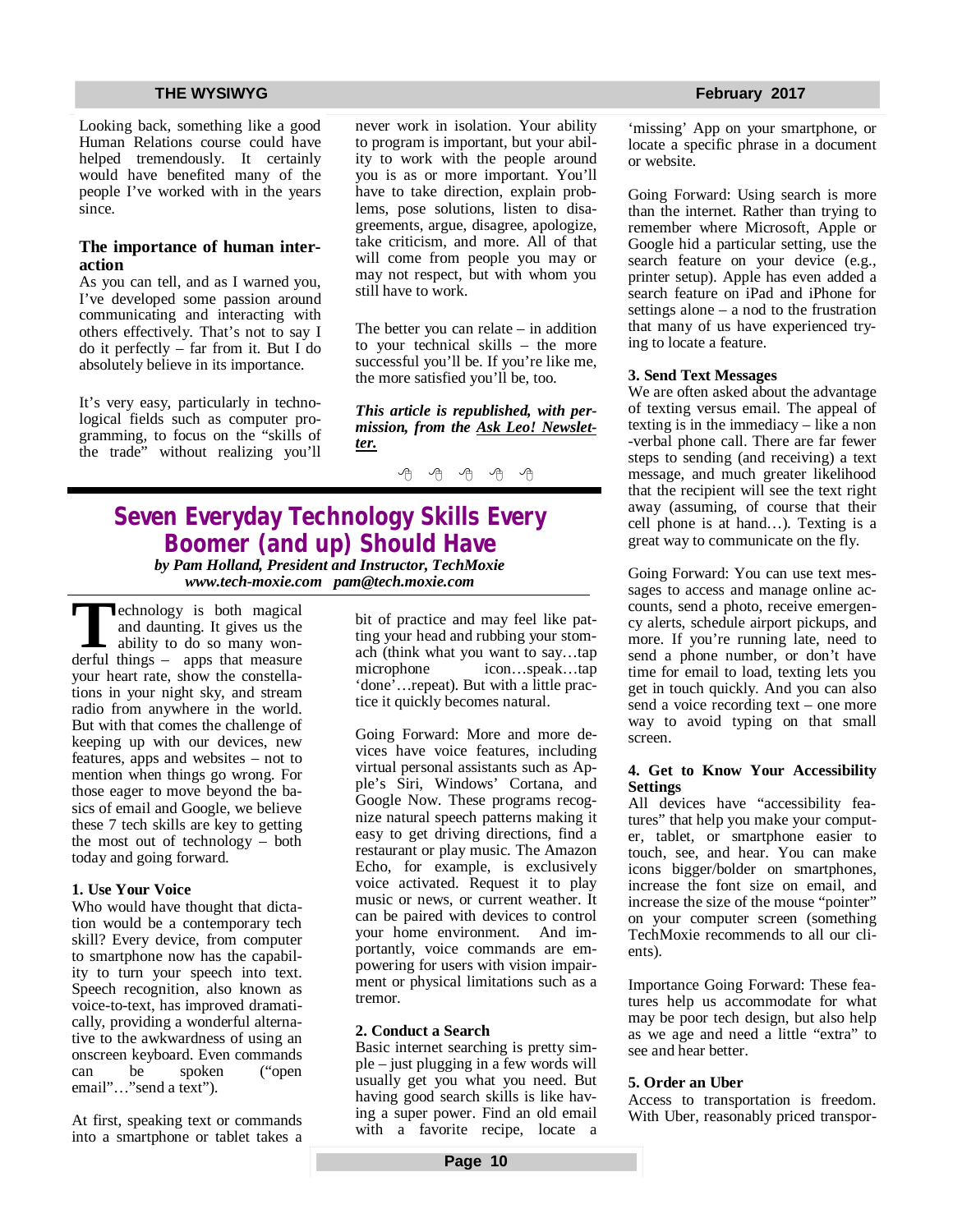Looking back, something like a good Human Relations course could have helped tremendously. It certainly would have benefited many of the people I've worked with in the years since.

### The importance of human interaction

As you can tell, and as I warned you, I've developed some passion around communicating and interacting with others effectively. That's not to say I do it perfectly – far from it. But I do absolutely believe in its importance.

It's very easy, particularly in technological fields such as computer programming, to focus on the "skills of the trade" without realizing you'll never work in isolation. Your ability to program is important, but your ability to work with the people around you is as or more important. You'll have to take direction, explain problems, pose solutions, listen to disagreements, argue, disagree, apologize, take criticism, and more. All of that will come from people you may or may not respect, but with whom you still have to work.

The better you can relate – in addition to your technical skills – the more successful you'll be. If you're like me, the more satisfied you'll be, too.

***This article is republished, with permission, from the Ask Leo! Newsletter.***

---

# Seven Everyday Technology Skills Every Boomer (and up) Should Have

***by Pam Holland, President and Instructor, TechMoxie***
***www.tech-moxie.com pam@tech.moxie.com***

Technology is both magical and daunting. It gives us the ability to do so many wonderful things – apps that measure your heart rate, show the constellations in your night sky, and stream radio from anywhere in the world. But with that comes the challenge of keeping up with our devices, new features, apps and websites – not to mention when things go wrong. For those eager to move beyond the basics of email and Google, we believe these 7 tech skills are key to getting the most out of technology – both today and going forward.

### 1. Use Your Voice

Who would have thought that dictation would be a contemporary tech skill? Every device, from computer to smartphone now has the capability to turn your speech into text. Speech recognition, also known as voice-to-text, has improved dramatically, providing a wonderful alternative to the awkwardness of using an onscreen keyboard. Even commands can be spoken ("open email"…"send a text").

At first, speaking text or commands into a smartphone or tablet takes a bit of practice and may feel like patting your head and rubbing your stomach (think what you want to say…tap microphone icon…speak…tap 'done'…repeat). But with a little practice it quickly becomes natural.

Going Forward: More and more devices have voice features, including virtual personal assistants such as Apple's Siri, Windows' Cortana, and Google Now. These programs recognize natural speech patterns making it easy to get driving directions, find a restaurant or play music. The Amazon Echo, for example, is exclusively voice activated. Request it to play music or news, or current weather. It can be paired with devices to control your home environment. And importantly, voice commands are empowering for users with vision impairment or physical limitations such as a tremor.

### 2. Conduct a Search

Basic internet searching is pretty simple – just plugging in a few words will usually get you what you need. But having good search skills is like having a super power. Find an old email with a favorite recipe, locate a 'missing' App on your smartphone, or locate a specific phrase in a document or website.

Going Forward: Using search is more than the internet. Rather than trying to remember where Microsoft, Apple or Google hid a particular setting, use the search feature on your device (e.g., printer setup). Apple has even added a search feature on iPad and iPhone for settings alone – a nod to the frustration that many of us have experienced trying to locate a feature.

### 3. Send Text Messages

We are often asked about the advantage of texting versus email. The appeal of texting is in the immediacy – like a non-verbal phone call. There are far fewer steps to sending (and receiving) a text message, and much greater likelihood that the recipient will see the text right away (assuming, of course that their cell phone is at hand…). Texting is a great way to communicate on the fly.

Going Forward: You can use text messages to access and manage online accounts, send a photo, receive emergency alerts, schedule airport pickups, and more. If you're running late, need to send a phone number, or don't have time for email to load, texting lets you get in touch quickly. And you can also send a voice recording text – one more way to avoid typing on that small screen.

### 4. Get to Know Your Accessibility Settings

All devices have "accessibility features" that help you make your computer, tablet, or smartphone easier to touch, see, and hear. You can make icons bigger/bolder on smartphones, increase the font size on email, and increase the size of the mouse "pointer" on your computer screen (something TechMoxie recommends to all our clients).

Importance Going Forward: These features help us accommodate for what may be poor tech design, but also help as we age and need a little "extra" to see and hear better.

### 5. Order an Uber

Access to transportation is freedom. With Uber, reasonably priced transpor-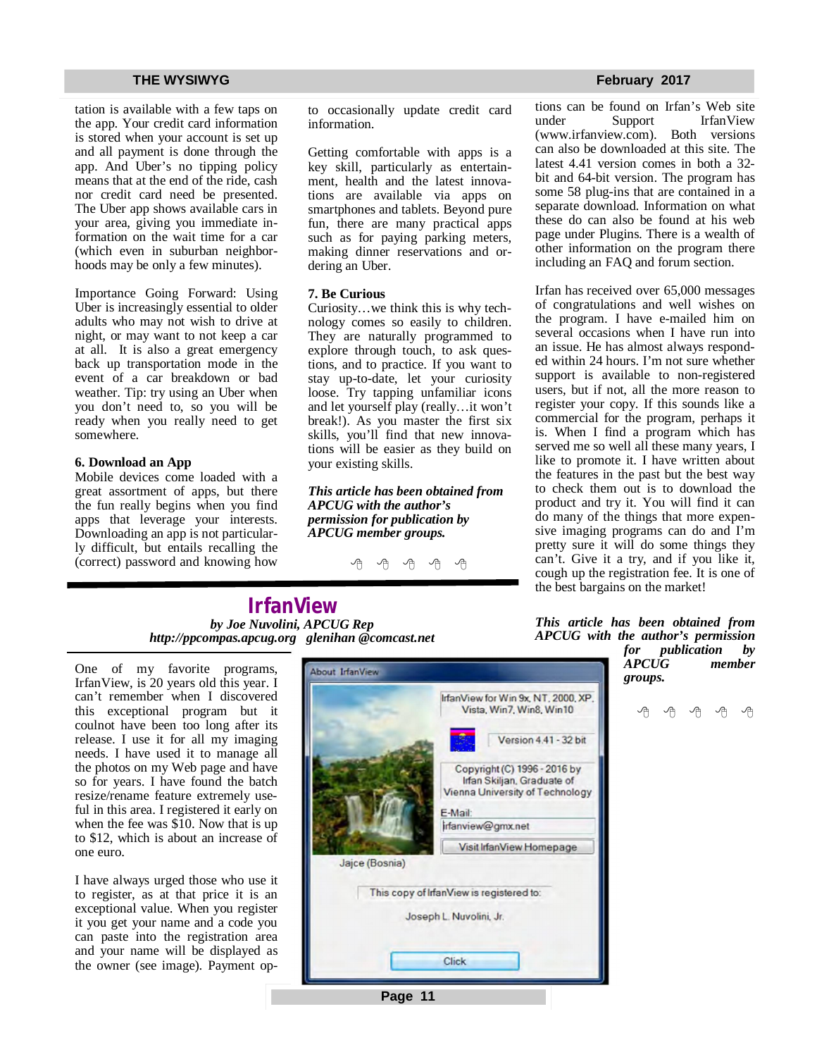tation is available with a few taps on the app. Your credit card information is stored when your account is set up and all payment is done through the app. And Uber's no tipping policy means that at the end of the ride, cash nor credit card need be presented. The Uber app shows available cars in your area, giving you immediate information on the wait time for a car (which even in suburban neighborhoods may be only a few minutes).

Importance Going Forward: Using Uber is increasingly essential to older adults who may not wish to drive at night, or may want to not keep a car at all. It is also a great emergency back up transportation mode in the event of a car breakdown or bad weather. Tip: try using an Uber when you don't need to, so you will be ready when you really need to get somewhere.

**6. Download an App**

Mobile devices come loaded with a great assortment of apps, but there the fun really begins when you find apps that leverage your interests. Downloading an app is not particularly difficult, but entails recalling the (correct) password and knowing how to occasionally update credit card information.

Getting comfortable with apps is a key skill, particularly as entertainment, health and the latest innovations are available via apps on smartphones and tablets. Beyond pure fun, there are many practical apps such as for paying parking meters, making dinner reservations and ordering an Uber.

**7. Be Curious**

Curiosity…we think this is why technology comes so easily to children. They are naturally programmed to explore through touch, to ask questions, and to practice. If you want to stay up-to-date, let your curiosity loose. Try tapping unfamiliar icons and let yourself play (really…it won't break!). As you master the first six skills, you'll find that new innovations will be easier as they build on your existing skills.

***This article has been obtained from APCUG with the author's permission for publication by APCUG member groups.***

---

## IrfanView

***by Joe Nuvolini, APCUG Rep***
***http://ppcompas.apcug.org glenihan @comcast.net***

One of my favorite programs, IrfanView, is 20 years old this year. I can't remember when I discovered this exceptional program but it coulnot have been too long after its release. I use it for all my imaging needs. I have used it to manage all the photos on my Web page and have so for years. I have found the batch resize/rename feature extremely useful in this area. I registered it early on when the fee was $10. Now that is up to $12, which is about an increase of one euro.

I have always urged those who use it to register, as at that price it is an exceptional value. When you register it you get your name and a code you can paste into the registration area and your name will be displayed as the owner (see image). Payment options can be found on Irfan's Web site under Support IrfanView (www.irfanview.com). Both versions can also be downloaded at this site. The latest 4.41 version comes in both a 32-bit and 64-bit version. The program has some 58 plug-ins that are contained in a separate download. Information on what these do can also be found at his web page under Plugins. There is a wealth of other information on the program there including an FAQ and forum section.

About IrfanView

IrfanView for Win 9x, NT, 2000, XP, Vista, Win7, Win8, Win10

Version 4.41 - 32 bit

Copyright (C) 1996 - 2016 by Irfan Skiljan, Graduate of Vienna University of Technology

E-Mail: irfanview@gmx.net

Visit IrfanView Homepage

Jajce (Bosnia)

This copy of IrfanView is registered to:

Joseph L. Nuvolini, Jr.

Click

Irfan has received over 65,000 messages of congratulations and well wishes on the program. I have e-mailed him on several occasions when I have run into an issue. He has almost always responded within 24 hours. I'm not sure whether support is available to non-registered users, but if not, all the more reason to register your copy. If this sounds like a commercial for the program, perhaps it is. When I find a program which has served me so well all these many years, I like to promote it. I have written about the features in the past but the best way to check them out is to download the product and try it. You will find it can do many of the things that more expensive imaging programs can do and I'm pretty sure it will do some things they can't. Give it a try, and if you like it, cough up the registration fee. It is one of the best bargains on the market!

***This article has been obtained from APCUG with the author's permission for publication by APCUG member groups.***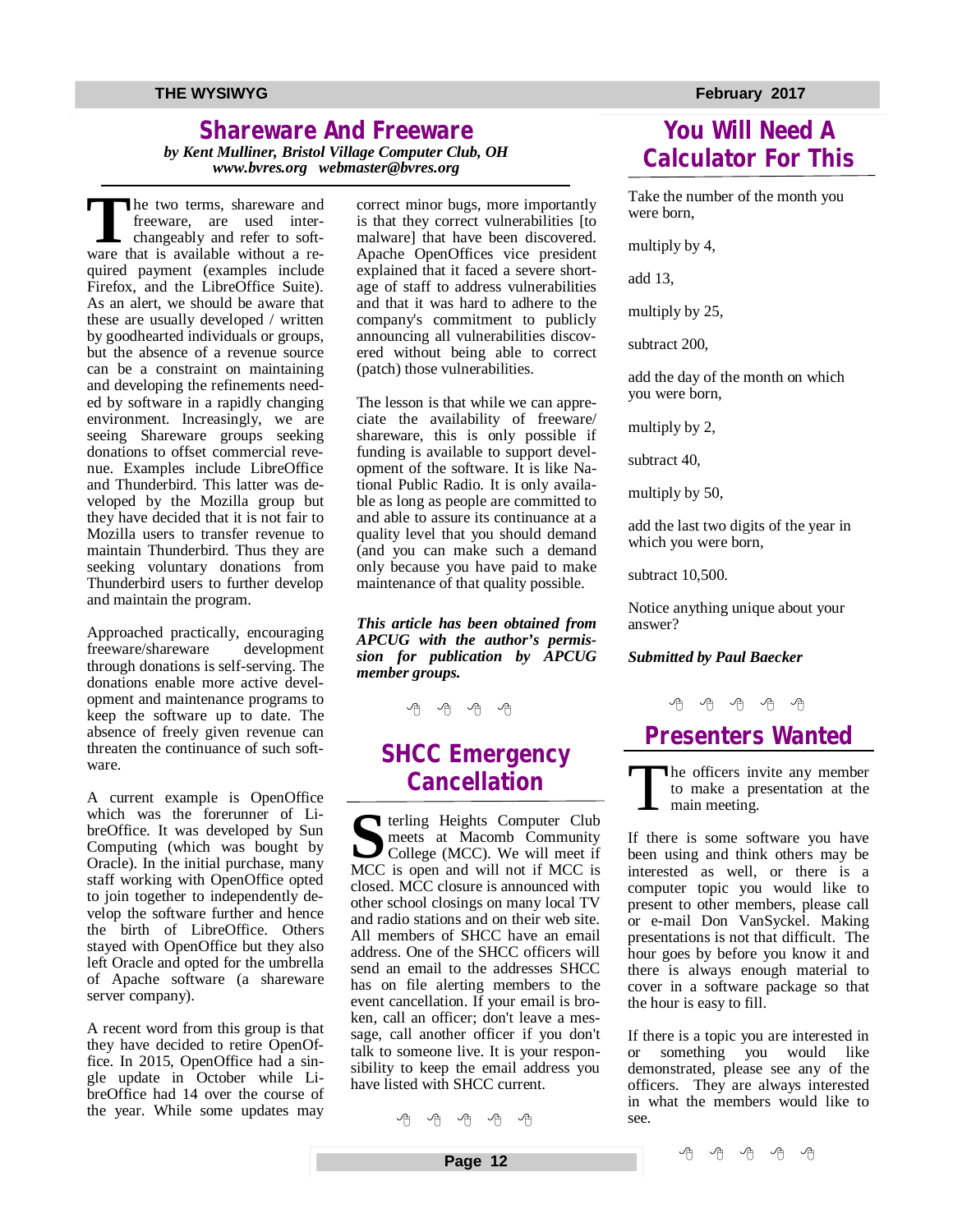## Shareware And Freeware

*by Kent Mulliner, Bristol Village Computer Club, OH*
*www.bvres.org webmaster@bvres.org*

The two terms, shareware and freeware, are used interchangeably and refer to software that is available without a required payment (examples include Firefox, and the LibreOffice Suite). As an alert, we should be aware that these are usually developed / written by goodhearted individuals or groups, but the absence of a revenue source can be a constraint on maintaining and developing the refinements needed by software in a rapidly changing environment. Increasingly, we are seeing Shareware groups seeking donations to offset commercial revenue. Examples include LibreOffice and Thunderbird. This latter was developed by the Mozilla group but they have decided that it is not fair to Mozilla users to transfer revenue to maintain Thunderbird. Thus they are seeking voluntary donations from Thunderbird users to further develop and maintain the program.

Approached practically, encouraging freeware/shareware development through donations is self-serving. The donations enable more active development and maintenance programs to keep the software up to date. The absence of freely given revenue can threaten the continuance of such software.

A current example is OpenOffice which was the forerunner of LibreOffice. It was developed by Sun Computing (which was bought by Oracle). In the initial purchase, many staff working with OpenOffice opted to join together to independently develop the software further and hence the birth of LibreOffice. Others stayed with OpenOffice but they also left Oracle and opted for the umbrella of Apache software (a shareware server company).

A recent word from this group is that they have decided to retire OpenOffice. In 2015, OpenOffice had a single update in October while LibreOffice had 14 over the course of the year. While some updates may correct minor bugs, more importantly is that they correct vulnerabilities [to malware] that have been discovered. Apache OpenOffices vice president explained that it faced a severe shortage of staff to address vulnerabilities and that it was hard to adhere to the company's commitment to publicly announcing all vulnerabilities discovered without being able to correct (patch) those vulnerabilities.

The lesson is that while we can appreciate the availability of freeware/shareware, this is only possible if funding is available to support development of the software. It is like National Public Radio. It is only available as long as people are committed to and able to assure its continuance at a quality level that you should demand (and you can make such a demand only because you have paid to make maintenance of that quality possible.

***This article has been obtained from APCUG with the author's permission for publication by APCUG member groups.***

## SHCC Emergency Cancellation

Sterling Heights Computer Club meets at Macomb Community College (MCC). We will meet if MCC is open and will not if MCC is closed. MCC closure is announced with other school closings on many local TV and radio stations and on their web site. All members of SHCC have an email address. One of the SHCC officers will send an email to the addresses SHCC has on file alerting members to the event cancellation. If your email is broken, call an officer; don't leave a message, call another officer if you don't talk to someone live. It is your responsibility to keep the email address you have listed with SHCC current.

## You Will Need A Calculator For This

Take the number of the month you were born,

multiply by 4,

add 13,

multiply by 25,

subtract 200,

add the day of the month on which you were born,

multiply by 2,

subtract 40,

multiply by 50,

add the last two digits of the year in which you were born,

subtract 10,500.

Notice anything unique about your answer?

***Submitted by Paul Baecker***

## Presenters Wanted

The officers invite any member to make a presentation at the main meeting.

If there is some software you have been using and think others may be interested as well, or there is a computer topic you would like to present to other members, please call or e-mail Don VanSyckel. Making presentations is not that difficult. The hour goes by before you know it and there is always enough material to cover in a software package so that the hour is easy to fill.

If there is a topic you are interested in or something you would like demonstrated, please see any of the officers. They are always interested in what the members would like to see.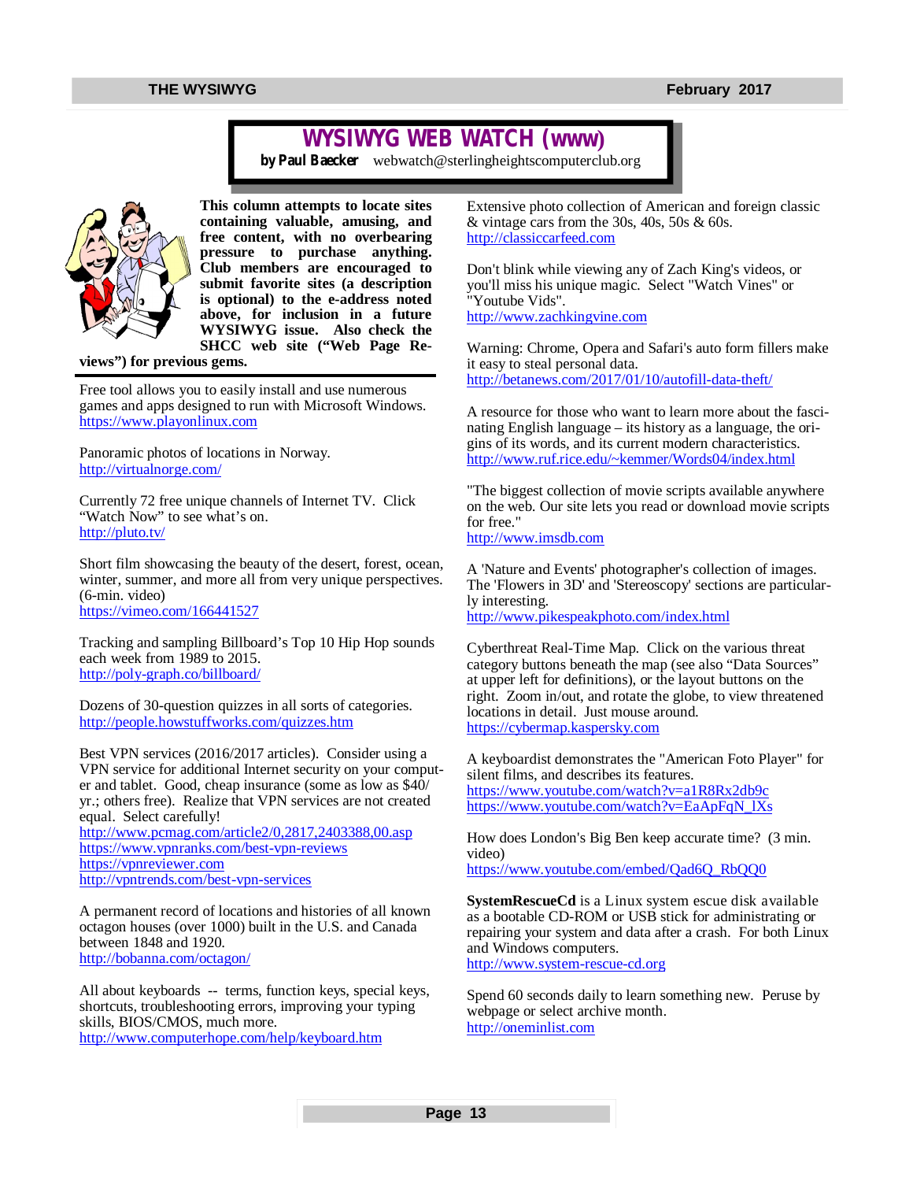# WYSIWYG WEB WATCH (www)

**by Paul Baecker** webwatch@sterlingheightscomputerclub.org

**This column attempts to locate sites containing valuable, amusing, and free content, with no overbearing pressure to purchase anything. Club members are encouraged to submit favorite sites (a description is optional) to the e-address noted above, for inclusion in a future WYSIWYG issue. Also check the SHCC web site ("Web Page Reviews") for previous gems.**

Free tool allows you to easily install and use numerous games and apps designed to run with Microsoft Windows.
https://www.playonlinux.com

Panoramic photos of locations in Norway.
http://virtualnorge.com/

Currently 72 free unique channels of Internet TV. Click "Watch Now" to see what's on.
http://pluto.tv/

Short film showcasing the beauty of the desert, forest, ocean, winter, summer, and more all from very unique perspectives. (6-min. video)
https://vimeo.com/166441527

Tracking and sampling Billboard's Top 10 Hip Hop sounds each week from 1989 to 2015.
http://poly-graph.co/billboard/

Dozens of 30-question quizzes in all sorts of categories.
http://people.howstuffworks.com/quizzes.htm

Best VPN services (2016/2017 articles). Consider using a VPN service for additional Internet security on your computer and tablet. Good, cheap insurance (some as low as $40/ yr.; others free). Realize that VPN services are not created equal. Select carefully!
http://www.pcmag.com/article2/0,2817,2403388,00.asp
https://www.vpnranks.com/best-vpn-reviews
https://vpnreviewer.com
http://vpntrends.com/best-vpn-services

A permanent record of locations and histories of all known octagon houses (over 1000) built in the U.S. and Canada between 1848 and 1920.
http://bobanna.com/octagon/

All about keyboards -- terms, function keys, special keys, shortcuts, troubleshooting errors, improving your typing skills, BIOS/CMOS, much more.
http://www.computerhope.com/help/keyboard.htm

Extensive photo collection of American and foreign classic & vintage cars from the 30s, 40s, 50s & 60s.
http://classiccarfeed.com

Don't blink while viewing any of Zach King's videos, or you'll miss his unique magic. Select "Watch Vines" or "Youtube Vids".
http://www.zachkingvine.com

Warning: Chrome, Opera and Safari's auto form fillers make it easy to steal personal data.
http://betanews.com/2017/01/10/autofill-data-theft/

A resource for those who want to learn more about the fascinating English language – its history as a language, the origins of its words, and its current modern characteristics.
http://www.ruf.rice.edu/~kemmer/Words04/index.html

"The biggest collection of movie scripts available anywhere on the web. Our site lets you read or download movie scripts for free."
http://www.imsdb.com

A 'Nature and Events' photographer's collection of images. The 'Flowers in 3D' and 'Stereoscopy' sections are particularly interesting.
http://www.pikespeakphoto.com/index.html

Cyberthreat Real-Time Map. Click on the various threat category buttons beneath the map (see also "Data Sources" at upper left for definitions), or the layout buttons on the right. Zoom in/out, and rotate the globe, to view threatened locations in detail. Just mouse around.
https://cybermap.kaspersky.com

A keyboardist demonstrates the "American Foto Player" for silent films, and describes its features.
https://www.youtube.com/watch?v=a1R8Rx2db9c
https://www.youtube.com/watch?v=EaApFqN_lXs

How does London's Big Ben keep accurate time? (3 min. video)
https://www.youtube.com/embed/Qad6Q_RbQQ0

**SystemRescueCd** is a Linux system escue disk available as a bootable CD-ROM or USB stick for administrating or repairing your system and data after a crash. For both Linux and Windows computers.
http://www.system-rescue-cd.org

Spend 60 seconds daily to learn something new. Peruse by webpage or select archive month.
http://oneminlist.com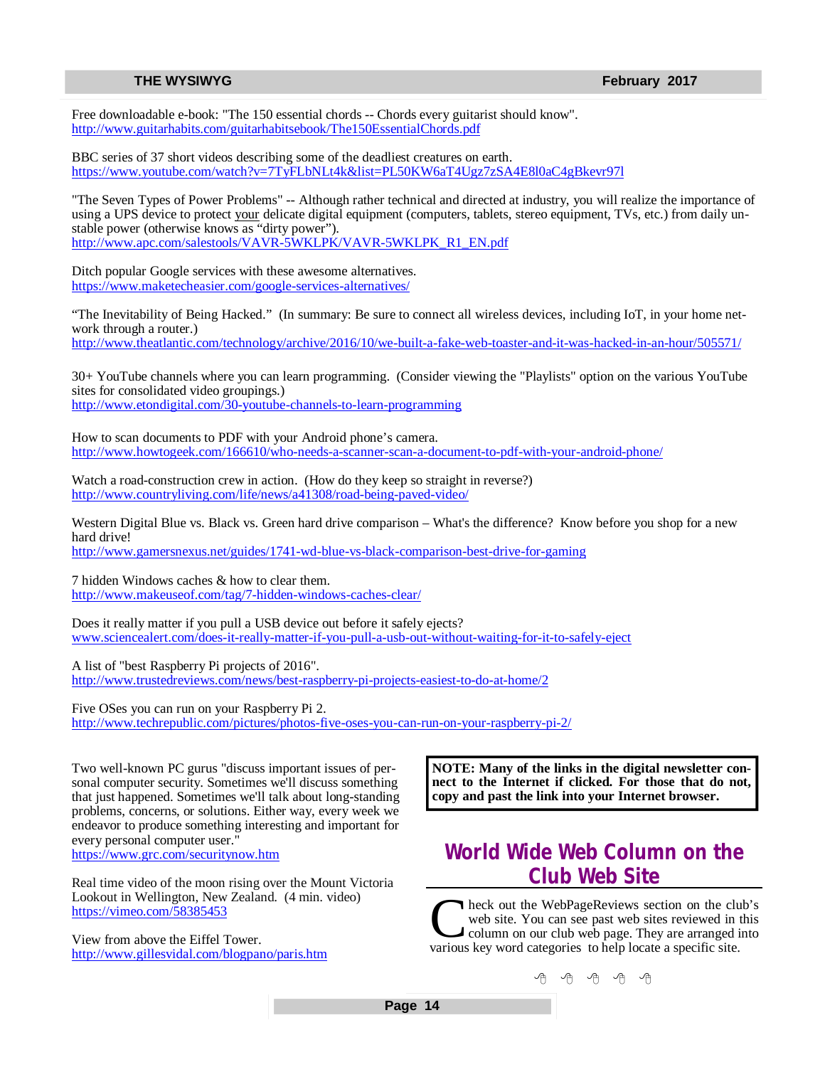Free downloadable e-book: "The 150 essential chords -- Chords every guitarist should know".
http://www.guitarhabits.com/guitarhabitsebook/The150EssentialChords.pdf

BBC series of 37 short videos describing some of the deadliest creatures on earth.
https://www.youtube.com/watch?v=7TyFLbNLt4k&list=PL50KW6aT4Ugz7zSA4E8l0aC4gBkevr97l

"The Seven Types of Power Problems" -- Although rather technical and directed at industry, you will realize the importance of using a UPS device to protect your delicate digital equipment (computers, tablets, stereo equipment, TVs, etc.) from daily unstable power (otherwise knows as "dirty power").
http://www.apc.com/salestools/VAVR-5WKLPK/VAVR-5WKLPK_R1_EN.pdf

Ditch popular Google services with these awesome alternatives.
https://www.maketecheasier.com/google-services-alternatives/

"The Inevitability of Being Hacked." (In summary: Be sure to connect all wireless devices, including IoT, in your home network through a router.)
http://www.theatlantic.com/technology/archive/2016/10/we-built-a-fake-web-toaster-and-it-was-hacked-in-an-hour/505571/

30+ YouTube channels where you can learn programming. (Consider viewing the "Playlists" option on the various YouTube sites for consolidated video groupings.)
http://www.etondigital.com/30-youtube-channels-to-learn-programming

How to scan documents to PDF with your Android phone's camera.
http://www.howtogeek.com/166610/who-needs-a-scanner-scan-a-document-to-pdf-with-your-android-phone/

Watch a road-construction crew in action. (How do they keep so straight in reverse?)
http://www.countryliving.com/life/news/a41308/road-being-paved-video/

Western Digital Blue vs. Black vs. Green hard drive comparison – What's the difference? Know before you shop for a new hard drive!
http://www.gamersnexus.net/guides/1741-wd-blue-vs-black-comparison-best-drive-for-gaming

7 hidden Windows caches & how to clear them.
http://www.makeuseof.com/tag/7-hidden-windows-caches-clear/

Does it really matter if you pull a USB device out before it safely ejects?
www.sciencealert.com/does-it-really-matter-if-you-pull-a-usb-out-without-waiting-for-it-to-safely-eject

A list of "best Raspberry Pi projects of 2016".
http://www.trustedreviews.com/news/best-raspberry-pi-projects-easiest-to-do-at-home/2

Five OSes you can run on your Raspberry Pi 2.
http://www.techrepublic.com/pictures/photos-five-oses-you-can-run-on-your-raspberry-pi-2/

Two well-known PC gurus "discuss important issues of personal computer security. Sometimes we'll discuss something that just happened. Sometimes we'll talk about long-standing problems, concerns, or solutions. Either way, every week we endeavor to produce something interesting and important for every personal computer user."
https://www.grc.com/securitynow.htm

Real time video of the moon rising over the Mount Victoria Lookout in Wellington, New Zealand. (4 min. video)
https://vimeo.com/58385453

View from above the Eiffel Tower.
http://www.gillesvidal.com/blogpano/paris.htm

**NOTE: Many of the links in the digital newsletter connect to the Internet if clicked. For those that do not, copy and past the link into your Internet browser.**

## World Wide Web Column on the Club Web Site

Check out the WebPageReviews section on the club's web site. You can see past web sites reviewed in this column on our club web page. They are arranged into various key word categories to help locate a specific site.